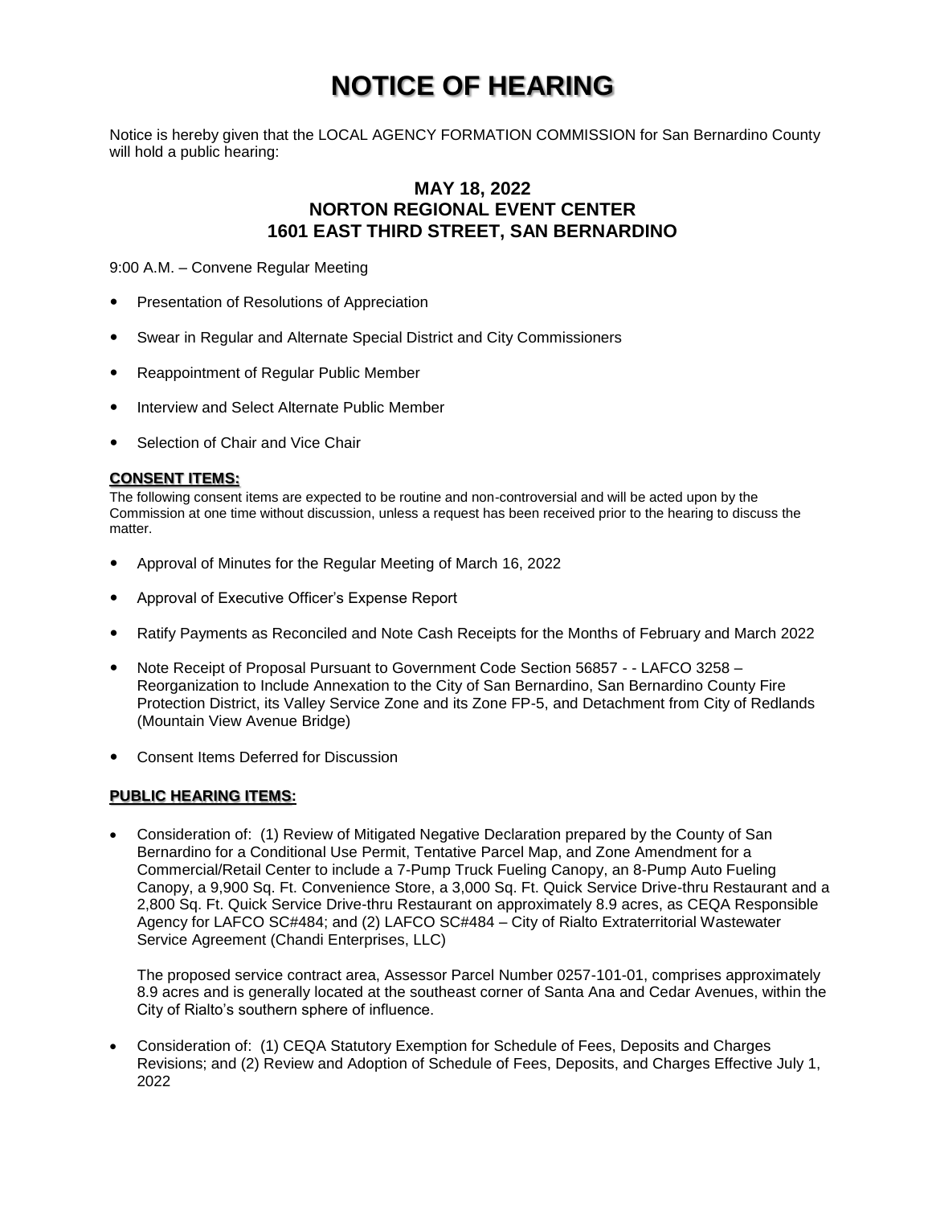# NOTICE OF HEARING

Notice is hereby given that the LOCAL AGENCY FORMATION COMMISSION for San Bernardino County will hold a public hearing:

## MAY 18, 2022
## NORTON REGIONAL EVENT CENTER
## 1601 EAST THIRD STREET, SAN BERNARDINO

9:00 A.M. – Convene Regular Meeting

- Presentation of Resolutions of Appreciation
- Swear in Regular and Alternate Special District and City Commissioners
- Reappointment of Regular Public Member
- Interview and Select Alternate Public Member
- Selection of Chair and Vice Chair

**CONSENT ITEMS:**

The following consent items are expected to be routine and non-controversial and will be acted upon by the Commission at one time without discussion, unless a request has been received prior to the hearing to discuss the matter.

- Approval of Minutes for the Regular Meeting of March 16, 2022
- Approval of Executive Officer's Expense Report
- Ratify Payments as Reconciled and Note Cash Receipts for the Months of February and March 2022
- Note Receipt of Proposal Pursuant to Government Code Section 56857 - - LAFCO 3258 – Reorganization to Include Annexation to the City of San Bernardino, San Bernardino County Fire Protection District, its Valley Service Zone and its Zone FP-5, and Detachment from City of Redlands (Mountain View Avenue Bridge)
- Consent Items Deferred for Discussion

**PUBLIC HEARING ITEMS:**

- Consideration of: (1) Review of Mitigated Negative Declaration prepared by the County of San Bernardino for a Conditional Use Permit, Tentative Parcel Map, and Zone Amendment for a Commercial/Retail Center to include a 7-Pump Truck Fueling Canopy, an 8-Pump Auto Fueling Canopy, a 9,900 Sq. Ft. Convenience Store, a 3,000 Sq. Ft. Quick Service Drive-thru Restaurant and a 2,800 Sq. Ft. Quick Service Drive-thru Restaurant on approximately 8.9 acres, as CEQA Responsible Agency for LAFCO SC#484; and (2) LAFCO SC#484 – City of Rialto Extraterritorial Wastewater Service Agreement (Chandi Enterprises, LLC)

  The proposed service contract area, Assessor Parcel Number 0257-101-01, comprises approximately 8.9 acres and is generally located at the southeast corner of Santa Ana and Cedar Avenues, within the City of Rialto's southern sphere of influence.

- Consideration of: (1) CEQA Statutory Exemption for Schedule of Fees, Deposits and Charges Revisions; and (2) Review and Adoption of Schedule of Fees, Deposits, and Charges Effective July 1, 2022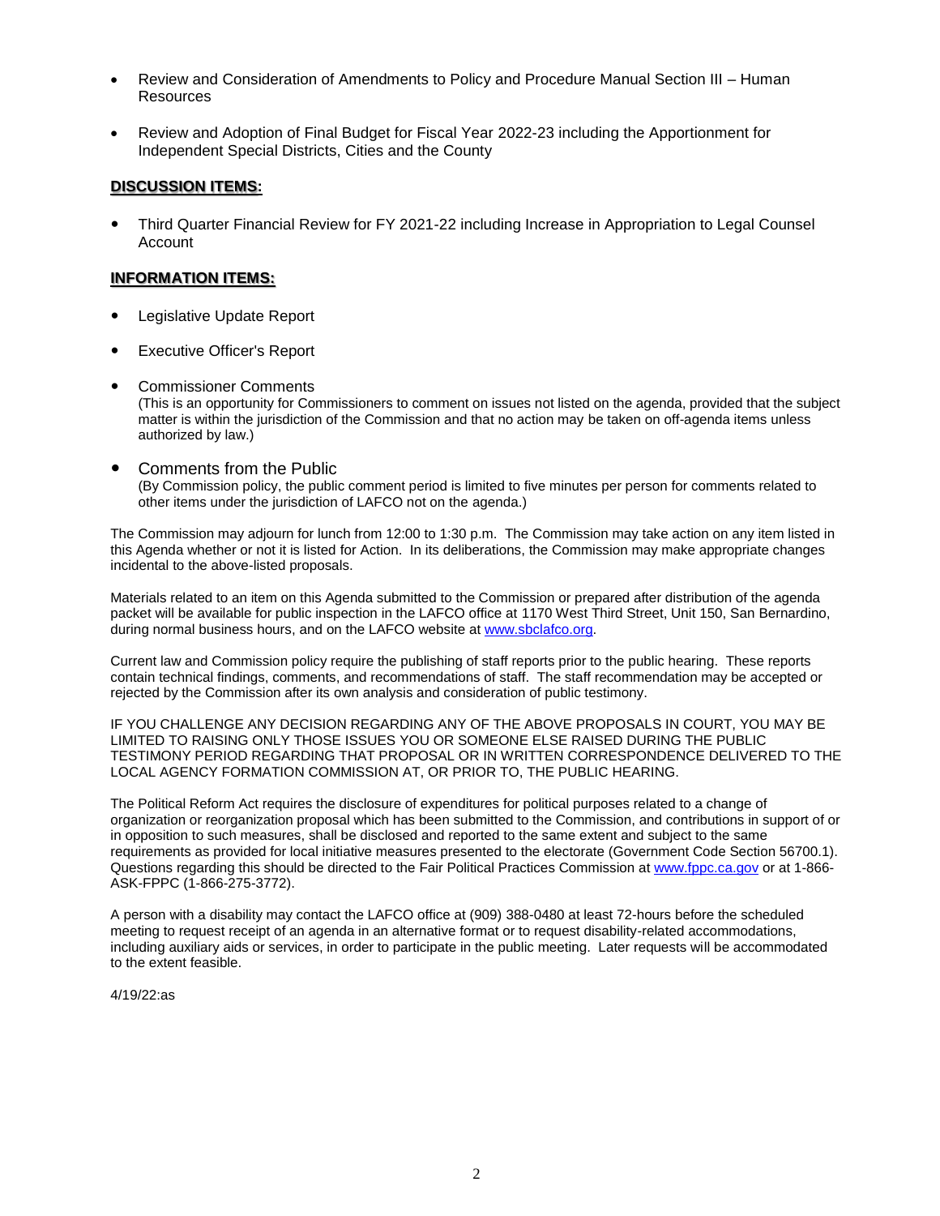- Review and Consideration of Amendments to Policy and Procedure Manual Section III – Human Resources

- Review and Adoption of Final Budget for Fiscal Year 2022-23 including the Apportionment for Independent Special Districts, Cities and the County

**DISCUSSION ITEMS:**

- Third Quarter Financial Review for FY 2021-22 including Increase in Appropriation to Legal Counsel Account

**INFORMATION ITEMS:**

- Legislative Update Report

- Executive Officer's Report

- Commissioner Comments
  (This is an opportunity for Commissioners to comment on issues not listed on the agenda, provided that the subject matter is within the jurisdiction of the Commission and that no action may be taken on off-agenda items unless authorized by law.)

- Comments from the Public
  (By Commission policy, the public comment period is limited to five minutes per person for comments related to other items under the jurisdiction of LAFCO not on the agenda.)

The Commission may adjourn for lunch from 12:00 to 1:30 p.m. The Commission may take action on any item listed in this Agenda whether or not it is listed for Action. In its deliberations, the Commission may make appropriate changes incidental to the above-listed proposals.

Materials related to an item on this Agenda submitted to the Commission or prepared after distribution of the agenda packet will be available for public inspection in the LAFCO office at 1170 West Third Street, Unit 150, San Bernardino, during normal business hours, and on the LAFCO website at www.sbclafco.org.

Current law and Commission policy require the publishing of staff reports prior to the public hearing. These reports contain technical findings, comments, and recommendations of staff. The staff recommendation may be accepted or rejected by the Commission after its own analysis and consideration of public testimony.

IF YOU CHALLENGE ANY DECISION REGARDING ANY OF THE ABOVE PROPOSALS IN COURT, YOU MAY BE LIMITED TO RAISING ONLY THOSE ISSUES YOU OR SOMEONE ELSE RAISED DURING THE PUBLIC TESTIMONY PERIOD REGARDING THAT PROPOSAL OR IN WRITTEN CORRESPONDENCE DELIVERED TO THE LOCAL AGENCY FORMATION COMMISSION AT, OR PRIOR TO, THE PUBLIC HEARING.

The Political Reform Act requires the disclosure of expenditures for political purposes related to a change of organization or reorganization proposal which has been submitted to the Commission, and contributions in support of or in opposition to such measures, shall be disclosed and reported to the same extent and subject to the same requirements as provided for local initiative measures presented to the electorate (Government Code Section 56700.1). Questions regarding this should be directed to the Fair Political Practices Commission at www.fppc.ca.gov or at 1-866-ASK-FPPC (1-866-275-3772).

A person with a disability may contact the LAFCO office at (909) 388-0480 at least 72-hours before the scheduled meeting to request receipt of an agenda in an alternative format or to request disability-related accommodations, including auxiliary aids or services, in order to participate in the public meeting. Later requests will be accommodated to the extent feasible.

4/19/22:as